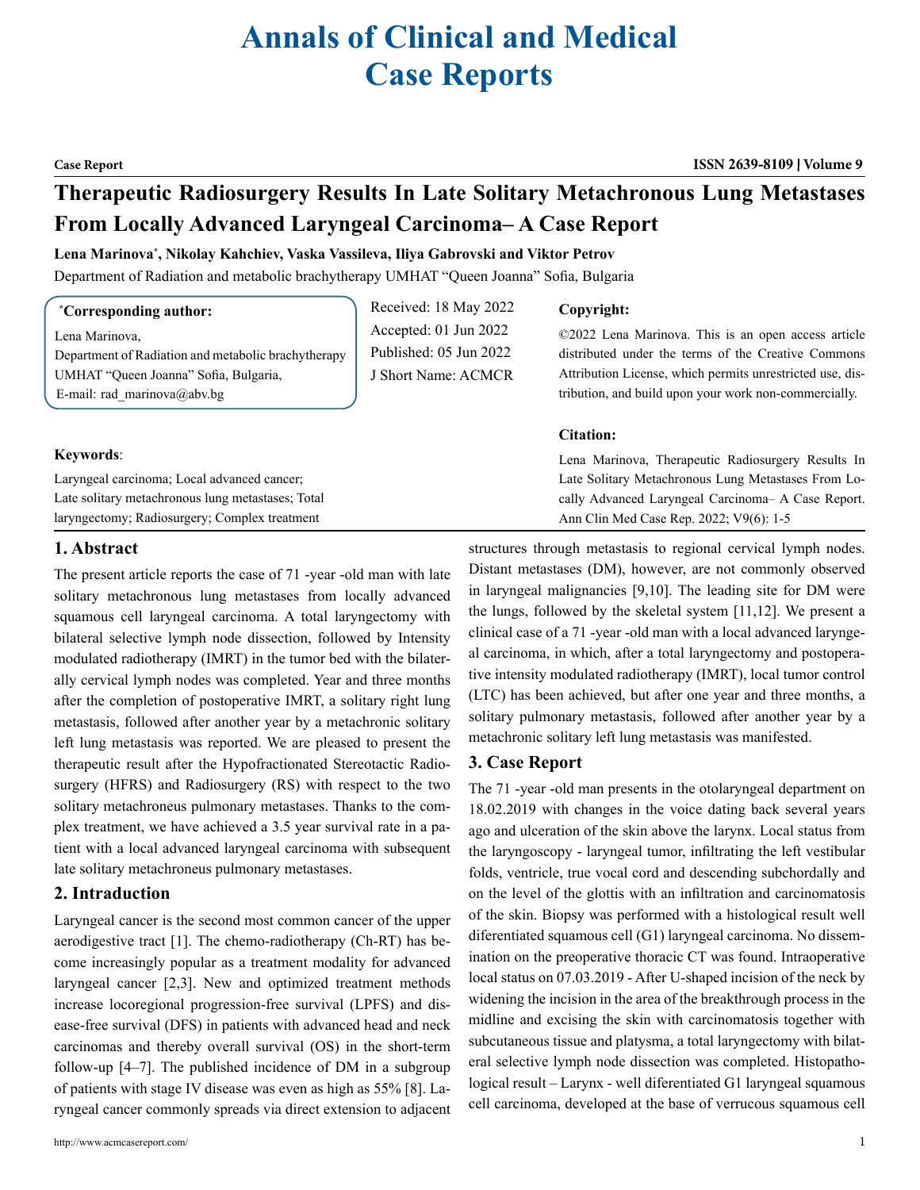# Annals of Clinical and Medical Case Reports

**Case Report**

## Therapeutic Radiosurgery Results In Late Solitary Metachronous Lung Metastases From Locally Advanced Laryngeal Carcinoma– A Case Report

**Lena Marinova*, Nikolay Kahchiev, Vaska Vassileva, Iliya Gabrovski and Viktor Petrov**

Department of Radiation and metabolic brachytherapy UMHAT "Queen Joanna" Sofia, Bulgaria

**\*Corresponding author:**

Lena Marinova,
Department of Radiation and metabolic brachytherapy
UMHAT "Queen Joanna" Sofia, Bulgaria,
E-mail: rad_marinova@abv.bg

Received: 18 May 2022
Accepted: 01 Jun 2022
Published: 05 Jun 2022
J Short Name: ACMCR

**Copyright:**

©2022 Lena Marinova. This is an open access article distributed under the terms of the Creative Commons Attribution License, which permits unrestricted use, distribution, and build upon your work non-commercially.

**Citation:**

Lena Marinova, Therapeutic Radiosurgery Results In Late Solitary Metachronous Lung Metastases From Locally Advanced Laryngeal Carcinoma– A Case Report. Ann Clin Med Case Rep. 2022; V9(6): 1-5

**Keywords**:

Laryngeal carcinoma; Local advanced cancer; Late solitary metachronous lung metastases; Total laryngectomy; Radiosurgery; Complex treatment

## 1. Abstract

The present article reports the case of 71 -year -old man with late solitary metachronous lung metastases from locally advanced squamous cell laryngeal carcinoma. A total laryngectomy with bilateral selective lymph node dissection, followed by Intensity modulated radiotherapy (IMRT) in the tumor bed with the bilaterally cervical lymph nodes was completed. Year and three months after the completion of postoperative IMRT, a solitary right lung metastasis, followed after another year by a metachronic solitary left lung metastasis was reported. We are pleased to present the therapeutic result after the Hypofractionated Stereotactic Radiosurgery (HFRS) and Radiosurgery (RS) with respect to the two solitary metachroneus pulmonary metastases. Thanks to the complex treatment, we have achieved a 3.5 year survival rate in a patient with a local advanced laryngeal carcinoma with subsequent late solitary metachroneus pulmonary metastases.

## 2. Introduction

Laryngeal cancer is the second most common cancer of the upper aerodigestive tract [1]. The chemo-radiotherapy (Ch-RT) has become increasingly popular as a treatment modality for advanced laryngeal cancer [2,3]. New and optimized treatment methods increase locoregional progression-free survival (LPFS) and disease-free survival (DFS) in patients with advanced head and neck carcinomas and thereby overall survival (OS) in the short-term follow-up [4–7]. The published incidence of DM in a subgroup of patients with stage IV disease was even as high as 55% [8]. Laryngeal cancer commonly spreads via direct extension to adjacent structures through metastasis to regional cervical lymph nodes. Distant metastases (DM), however, are not commonly observed in laryngeal malignancies [9,10]. The leading site for DM were the lungs, followed by the skeletal system [11,12]. We present a clinical case of a 71 -year -old man with a local advanced laryngeal carcinoma, in which, after a total laryngectomy and postoperative intensity modulated radiotherapy (IMRT), local tumor control (LTC) has been achieved, but after one year and three months, a solitary pulmonary metastasis, followed after another year by a metachronic solitary left lung metastasis was manifested.

## 3. Case Report

The 71 -year -old man presents in the otolaryngeal department on 18.02.2019 with changes in the voice dating back several years ago and ulceration of the skin above the larynx. Local status from the laryngoscopy - laryngeal tumor, infiltrating the left vestibular folds, ventricle, true vocal cord and descending subchordally and on the level of the glottis with an infiltration and carcinomatosis of the skin. Biopsy was performed with a histological result well diferentiated squamous cell (G1) laryngeal carcinoma. No dissemination on the preoperative thoracic CT was found. Intraoperative local status on 07.03.2019 - After U-shaped incision of the neck by widening the incision in the area of the breakthrough process in the midline and excising the skin with carcinomatosis together with subcutaneous tissue and platysma, a total laryngectomy with bilateral selective lymph node dissection was completed. Histopathological result – Larynx - well diferentiated G1 laryngeal squamous cell carcinoma, developed at the base of verrucous squamous cell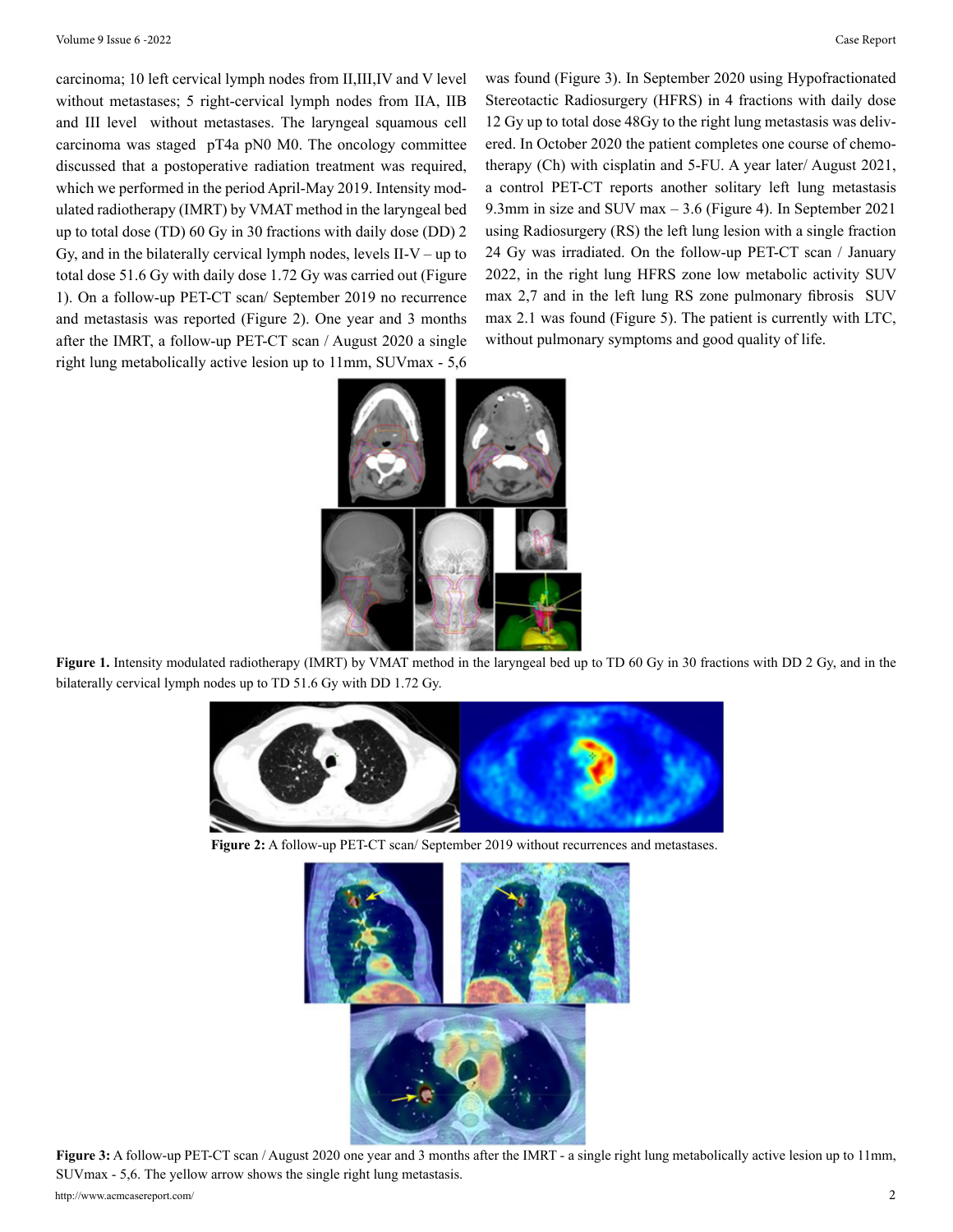carcinoma; 10 left cervical lymph nodes from II,III,IV and V level without metastases; 5 right-cervical lymph nodes from IIA, IIB and III level without metastases. The laryngeal squamous cell carcinoma was staged pT4a pN0 M0. The oncology committee discussed that a postoperative radiation treatment was required, which we performed in the period April-May 2019. Intensity modulated radiotherapy (IMRT) by VMAT method in the laryngeal bed up to total dose (TD) 60 Gy in 30 fractions with daily dose (DD) 2 Gy, and in the bilaterally cervical lymph nodes, levels II-V – up to total dose 51.6 Gy with daily dose 1.72 Gy was carried out (Figure 1). On a follow-up PET-CT scan/ September 2019 no recurrence and metastasis was reported (Figure 2). One year and 3 months after the IMRT, a follow-up PET-CT scan / August 2020 a single right lung metabolically active lesion up to 11mm, SUVmax - 5,6 was found (Figure 3). In September 2020 using Hypofractionated Stereotactic Radiosurgery (HFRS) in 4 fractions with daily dose 12 Gy up to total dose 48Gy to the right lung metastasis was delivered. In October 2020 the patient completes one course of chemotherapy (Ch) with cisplatin and 5-FU. A year later/ August 2021, a control PET-CT reports another solitary left lung metastasis 9.3mm in size and SUV max – 3.6 (Figure 4). In September 2021 using Radiosurgery (RS) the left lung lesion with a single fraction 24 Gy was irradiated. On the follow-up PET-CT scan / January 2022, in the right lung HFRS zone low metabolic activity SUV max 2,7 and in the left lung RS zone pulmonary fibrosis SUV max 2.1 was found (Figure 5). The patient is currently with LTC, without pulmonary symptoms and good quality of life.

**Figure 1.** Intensity modulated radiotherapy (IMRT) by VMAT method in the laryngeal bed up to TD 60 Gy in 30 fractions with DD 2 Gy, and in the bilaterally cervical lymph nodes up to TD 51.6 Gy with DD 1.72 Gy.

**Figure 2:** A follow-up PET-CT scan/ September 2019 without recurrences and metastases.

**Figure 3:** A follow-up PET-CT scan / August 2020 one year and 3 months after the IMRT - a single right lung metabolically active lesion up to 11mm, SUVmax - 5,6. The yellow arrow shows the single right lung metastasis.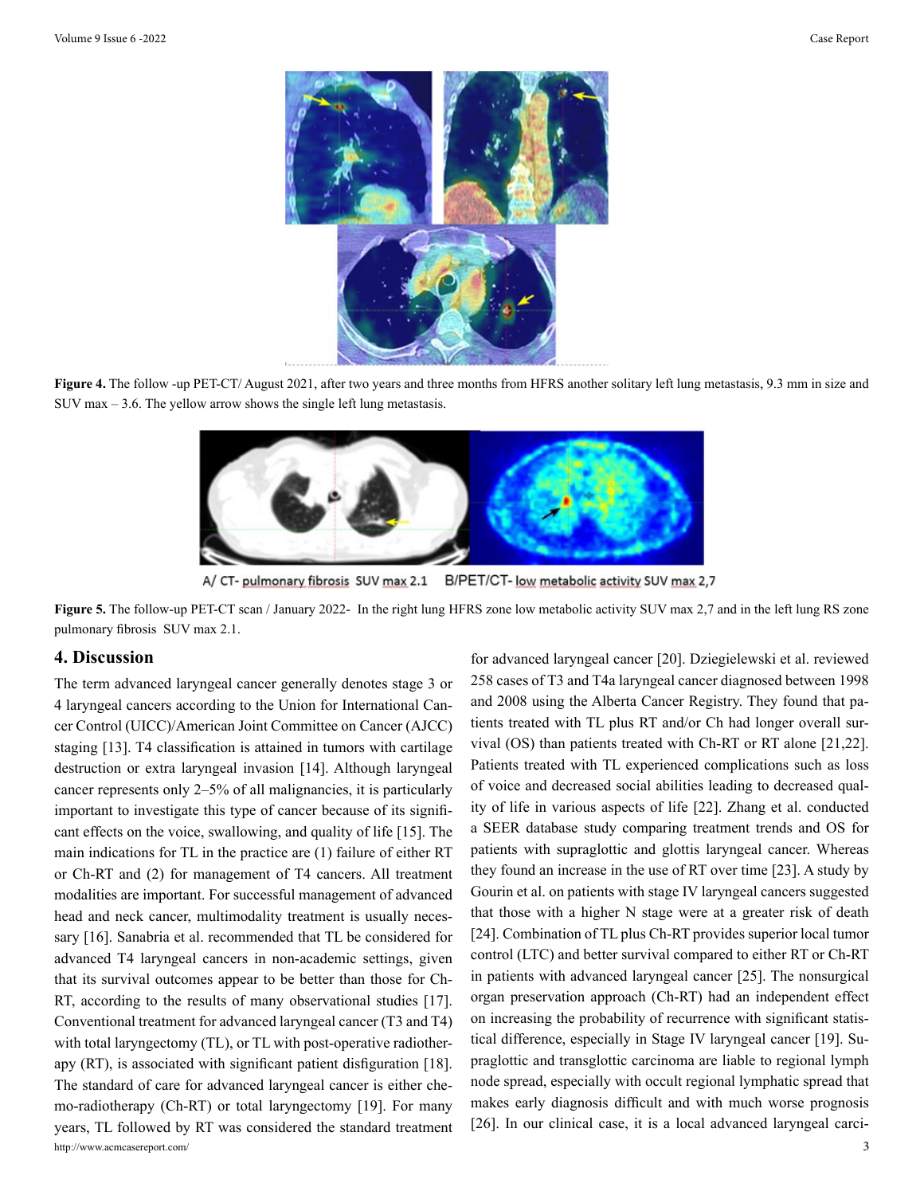**Figure 4.** The follow -up PET-CT/ August 2021, after two years and three months from HFRS another solitary left lung metastasis, 9.3 mm in size and SUV max – 3.6. The yellow arrow shows the single left lung metastasis.

A/ CT- pulmonary fibrosis SUV max 2.1 B/PET/CT- low metabolic activity SUV max 2,7

**Figure 5.** The follow-up PET-CT scan / January 2022- In the right lung HFRS zone low metabolic activity SUV max 2,7 and in the left lung RS zone pulmonary fibrosis SUV max 2.1.

## 4. Discussion

The term advanced laryngeal cancer generally denotes stage 3 or 4 laryngeal cancers according to the Union for International Cancer Control (UICC)/American Joint Committee on Cancer (AJCC) staging [13]. T4 classification is attained in tumors with cartilage destruction or extra laryngeal invasion [14]. Although laryngeal cancer represents only 2–5% of all malignancies, it is particularly important to investigate this type of cancer because of its significant effects on the voice, swallowing, and quality of life [15]. The main indications for TL in the practice are (1) failure of either RT or Ch-RT and (2) for management of T4 cancers. All treatment modalities are important. For successful management of advanced head and neck cancer, multimodality treatment is usually necessary [16]. Sanabria et al. recommended that TL be considered for advanced T4 laryngeal cancers in non-academic settings, given that its survival outcomes appear to be better than those for Ch-RT, according to the results of many observational studies [17]. Conventional treatment for advanced laryngeal cancer (T3 and T4) with total laryngectomy (TL), or TL with post-operative radiotherapy (RT), is associated with significant patient disfiguration [18]. The standard of care for advanced laryngeal cancer is either chemo-radiotherapy (Ch-RT) or total laryngectomy [19]. For many years, TL followed by RT was considered the standard treatment for advanced laryngeal cancer [20]. Dziegielewski et al. reviewed 258 cases of T3 and T4a laryngeal cancer diagnosed between 1998 and 2008 using the Alberta Cancer Registry. They found that patients treated with TL plus RT and/or Ch had longer overall survival (OS) than patients treated with Ch-RT or RT alone [21,22]. Patients treated with TL experienced complications such as loss of voice and decreased social abilities leading to decreased quality of life in various aspects of life [22]. Zhang et al. conducted a SEER database study comparing treatment trends and OS for patients with supraglottic and glottis laryngeal cancer. Whereas they found an increase in the use of RT over time [23]. A study by Gourin et al. on patients with stage IV laryngeal cancers suggested that those with a higher N stage were at a greater risk of death [24]. Combination of TL plus Ch-RT provides superior local tumor control (LTC) and better survival compared to either RT or Ch-RT in patients with advanced laryngeal cancer [25]. The nonsurgical organ preservation approach (Ch-RT) had an independent effect on increasing the probability of recurrence with significant statistical difference, especially in Stage IV laryngeal cancer [19]. Supraglottic and transglottic carcinoma are liable to regional lymph node spread, especially with occult regional lymphatic spread that makes early diagnosis difficult and with much worse prognosis [26]. In our clinical case, it is a local advanced laryngeal carci-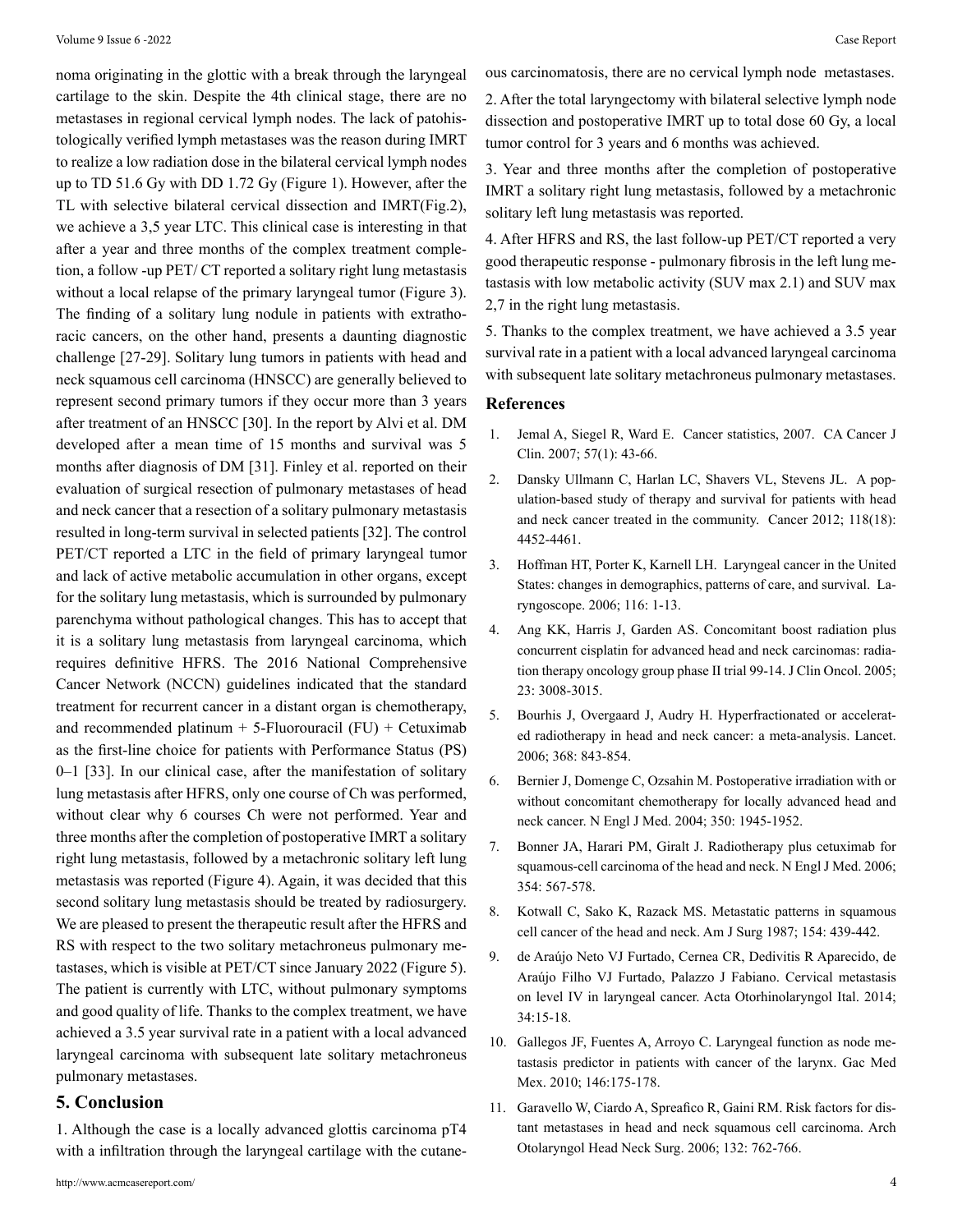noma originating in the glottic with a break through the laryngeal cartilage to the skin. Despite the 4th clinical stage, there are no metastases in regional cervical lymph nodes. The lack of patohistologically verified lymph metastases was the reason during IMRT to realize a low radiation dose in the bilateral cervical lymph nodes up to TD 51.6 Gy with DD 1.72 Gy (Figure 1). However, after the TL with selective bilateral cervical dissection and IMRT(Fig.2), we achieve a 3,5 year LTC. This clinical case is interesting in that after a year and three months of the complex treatment completion, a follow -up PET/ CT reported a solitary right lung metastasis without a local relapse of the primary laryngeal tumor (Figure 3). The finding of a solitary lung nodule in patients with extrathoracic cancers, on the other hand, presents a daunting diagnostic challenge [27-29]. Solitary lung tumors in patients with head and neck squamous cell carcinoma (HNSCC) are generally believed to represent second primary tumors if they occur more than 3 years after treatment of an HNSCC [30]. In the report by Alvi et al. DM developed after a mean time of 15 months and survival was 5 months after diagnosis of DM [31]. Finley et al. reported on their evaluation of surgical resection of pulmonary metastases of head and neck cancer that a resection of a solitary pulmonary metastasis resulted in long-term survival in selected patients [32]. The control PET/CT reported a LTC in the field of primary laryngeal tumor and lack of active metabolic accumulation in other organs, except for the solitary lung metastasis, which is surrounded by pulmonary parenchyma without pathological changes. This has to accept that it is a solitary lung metastasis from laryngeal carcinoma, which requires definitive HFRS. The 2016 National Comprehensive Cancer Network (NCCN) guidelines indicated that the standard treatment for recurrent cancer in a distant organ is chemotherapy, and recommended platinum + 5-Fluorouracil (FU) + Cetuximab as the first-line choice for patients with Performance Status (PS) 0–1 [33]. In our clinical case, after the manifestation of solitary lung metastasis after HFRS, only one course of Ch was performed, without clear why 6 courses Ch were not performed. Year and three months after the completion of postoperative IMRT a solitary right lung metastasis, followed by a metachronic solitary left lung metastasis was reported (Figure 4). Again, it was decided that this second solitary lung metastasis should be treated by radiosurgery. We are pleased to present the therapeutic result after the HFRS and RS with respect to the two solitary metachroneus pulmonary metastases, which is visible at PET/CT since January 2022 (Figure 5). The patient is currently with LTC, without pulmonary symptoms and good quality of life. Thanks to the complex treatment, we have achieved a 3.5 year survival rate in a patient with a local advanced laryngeal carcinoma with subsequent late solitary metachroneus pulmonary metastases.

## 5. Conclusion

1. Although the case is a locally advanced glottis carcinoma pT4 with a infiltration through the laryngeal cartilage with the cutaneous carcinomatosis, there are no cervical lymph node metastases.

2. After the total laryngectomy with bilateral selective lymph node dissection and postoperative IMRT up to total dose 60 Gy, a local tumor control for 3 years and 6 months was achieved.

3. Year and three months after the completion of postoperative IMRT a solitary right lung metastasis, followed by a metachronic solitary left lung metastasis was reported.

4. After HFRS and RS, the last follow-up PET/CT reported a very good therapeutic response - pulmonary fibrosis in the left lung metastasis with low metabolic activity (SUV max 2.1) and SUV max 2,7 in the right lung metastasis.

5. Thanks to the complex treatment, we have achieved a 3.5 year survival rate in a patient with a local advanced laryngeal carcinoma with subsequent late solitary metachroneus pulmonary metastases.

## References

1. Jemal A, Siegel R, Ward E. Cancer statistics, 2007. CA Cancer J Clin. 2007; 57(1): 43-66.
2. Dansky Ullmann C, Harlan LC, Shavers VL, Stevens JL. A population-based study of therapy and survival for patients with head and neck cancer treated in the community. Cancer 2012; 118(18): 4452-4461.
3. Hoffman HT, Porter K, Karnell LH. Laryngeal cancer in the United States: changes in demographics, patterns of care, and survival. Laryngoscope. 2006; 116: 1-13.
4. Ang KK, Harris J, Garden AS. Concomitant boost radiation plus concurrent cisplatin for advanced head and neck carcinomas: radiation therapy oncology group phase II trial 99-14. J Clin Oncol. 2005; 23: 3008-3015.
5. Bourhis J, Overgaard J, Audry H. Hyperfractionated or accelerated radiotherapy in head and neck cancer: a meta-analysis. Lancet. 2006; 368: 843-854.
6. Bernier J, Domenge C, Ozsahin M. Postoperative irradiation with or without concomitant chemotherapy for locally advanced head and neck cancer. N Engl J Med. 2004; 350: 1945-1952.
7. Bonner JA, Harari PM, Giralt J. Radiotherapy plus cetuximab for squamous-cell carcinoma of the head and neck. N Engl J Med. 2006; 354: 567-578.
8. Kotwall C, Sako K, Razack MS. Metastatic patterns in squamous cell cancer of the head and neck. Am J Surg 1987; 154: 439-442.
9. de Araújo Neto VJ Furtado, Cernea CR, Dedivitis R Aparecido, de Araújo Filho VJ Furtado, Palazzo J Fabiano. Cervical metastasis on level IV in laryngeal cancer. Acta Otorhinolaryngol Ital. 2014; 34:15-18.
10. Gallegos JF, Fuentes A, Arroyo C. Laryngeal function as node metastasis predictor in patients with cancer of the larynx. Gac Med Mex. 2010; 146:175-178.
11. Garavello W, Ciardo A, Spreafico R, Gaini RM. Risk factors for distant metastases in head and neck squamous cell carcinoma. Arch Otolaryngol Head Neck Surg. 2006; 132: 762-766.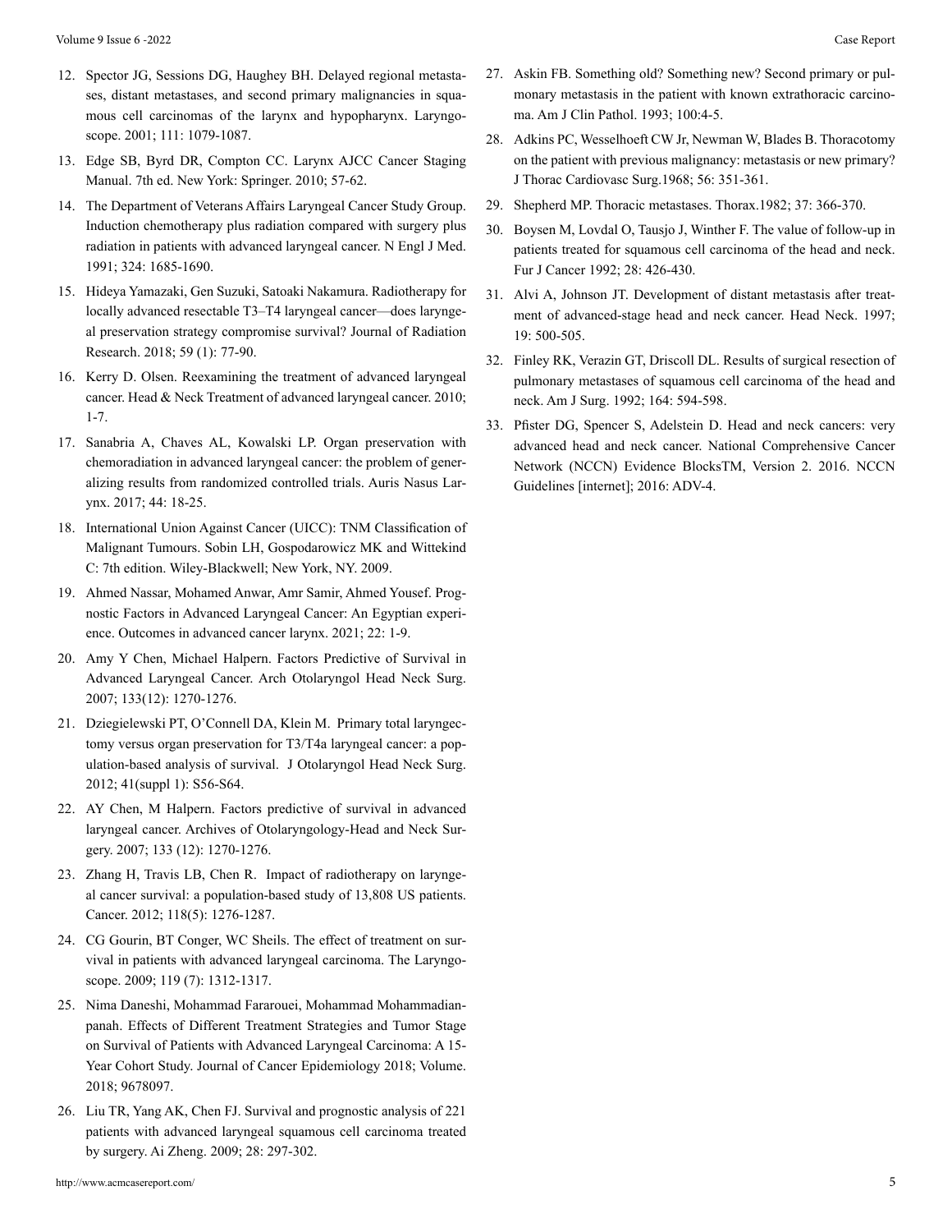12. Spector JG, Sessions DG, Haughey BH. Delayed regional metastases, distant metastases, and second primary malignancies in squamous cell carcinomas of the larynx and hypopharynx. Laryngoscope. 2001; 111: 1079-1087.

13. Edge SB, Byrd DR, Compton CC. Larynx AJCC Cancer Staging Manual. 7th ed. New York: Springer. 2010; 57-62.

14. The Department of Veterans Affairs Laryngeal Cancer Study Group. Induction chemotherapy plus radiation compared with surgery plus radiation in patients with advanced laryngeal cancer. N Engl J Med. 1991; 324: 1685-1690.

15. Hideya Yamazaki, Gen Suzuki, Satoaki Nakamura. Radiotherapy for locally advanced resectable T3–T4 laryngeal cancer—does laryngeal preservation strategy compromise survival? Journal of Radiation Research. 2018; 59 (1): 77-90.

16. Kerry D. Olsen. Reexamining the treatment of advanced laryngeal cancer. Head & Neck Treatment of advanced laryngeal cancer. 2010; 1-7.

17. Sanabria A, Chaves AL, Kowalski LP. Organ preservation with chemoradiation in advanced laryngeal cancer: the problem of generalizing results from randomized controlled trials. Auris Nasus Larynx. 2017; 44: 18-25.

18. International Union Against Cancer (UICC): TNM Classification of Malignant Tumours. Sobin LH, Gospodarowicz MK and Wittekind C: 7th edition. Wiley-Blackwell; New York, NY. 2009.

19. Ahmed Nassar, Mohamed Anwar, Amr Samir, Ahmed Yousef. Prognostic Factors in Advanced Laryngeal Cancer: An Egyptian experience. Outcomes in advanced cancer larynx. 2021; 22: 1-9.

20. Amy Y Chen, Michael Halpern. Factors Predictive of Survival in Advanced Laryngeal Cancer. Arch Otolaryngol Head Neck Surg. 2007; 133(12): 1270-1276.

21. Dziegielewski PT, O'Connell DA, Klein M. Primary total laryngectomy versus organ preservation for T3/T4a laryngeal cancer: a population-based analysis of survival. J Otolaryngol Head Neck Surg. 2012; 41(suppl 1): S56-S64.

22. AY Chen, M Halpern. Factors predictive of survival in advanced laryngeal cancer. Archives of Otolaryngology-Head and Neck Surgery. 2007; 133 (12): 1270-1276.

23. Zhang H, Travis LB, Chen R. Impact of radiotherapy on laryngeal cancer survival: a population-based study of 13,808 US patients. Cancer. 2012; 118(5): 1276-1287.

24. CG Gourin, BT Conger, WC Sheils. The effect of treatment on survival in patients with advanced laryngeal carcinoma. The Laryngoscope. 2009; 119 (7): 1312-1317.

25. Nima Daneshi, Mohammad Fararouei, Mohammad Mohammadianpanah. Effects of Different Treatment Strategies and Tumor Stage on Survival of Patients with Advanced Laryngeal Carcinoma: A 15-Year Cohort Study. Journal of Cancer Epidemiology 2018; Volume. 2018; 9678097.

26. Liu TR, Yang AK, Chen FJ. Survival and prognostic analysis of 221 patients with advanced laryngeal squamous cell carcinoma treated by surgery. Ai Zheng. 2009; 28: 297-302.

27. Askin FB. Something old? Something new? Second primary or pulmonary metastasis in the patient with known extrathoracic carcinoma. Am J Clin Pathol. 1993; 100:4-5.

28. Adkins PC, Wesselhoeft CW Jr, Newman W, Blades B. Thoracotomy on the patient with previous malignancy: metastasis or new primary? J Thorac Cardiovasc Surg.1968; 56: 351-361.

29. Shepherd MP. Thoracic metastases. Thorax.1982; 37: 366-370.

30. Boysen M, Lovdal O, Tausjo J, Winther F. The value of follow-up in patients treated for squamous cell carcinoma of the head and neck. Fur J Cancer 1992; 28: 426-430.

31. Alvi A, Johnson JT. Development of distant metastasis after treatment of advanced-stage head and neck cancer. Head Neck. 1997; 19: 500-505.

32. Finley RK, Verazin GT, Driscoll DL. Results of surgical resection of pulmonary metastases of squamous cell carcinoma of the head and neck. Am J Surg. 1992; 164: 594-598.

33. Pfister DG, Spencer S, Adelstein D. Head and neck cancers: very advanced head and neck cancer. National Comprehensive Cancer Network (NCCN) Evidence BlocksTM, Version 2. 2016. NCCN Guidelines [internet]; 2016: ADV-4.